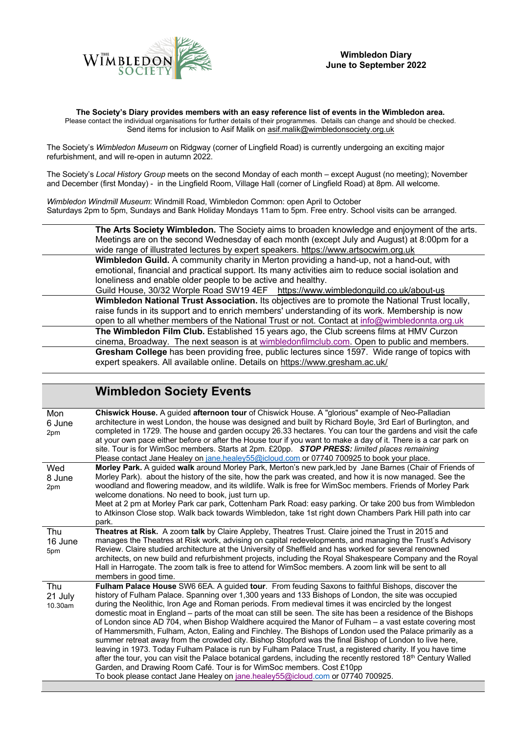**Wimbledon Diary**
**June to September 2022**

**The Society's Diary provides members with an easy reference list of events in the Wimbledon area.**
Please contact the individual organisations for further details of their programmes. Details can change and should be checked.
Send items for inclusion to Asif Malik on asif.malik@wimbledonsociety.org.uk

The Society's *Wimbledon Museum* on Ridgway (corner of Lingfield Road) is currently undergoing an exciting major refurbishment, and will re-open in autumn 2022.

The Society's *Local History Group* meets on the second Monday of each month – except August (no meeting); November and December (first Monday) - in the Lingfield Room, Village Hall (corner of Lingfield Road) at 8pm. All welcome.

*Wimbledon Windmill Museum*: Windmill Road, Wimbledon Common: open April to October
Saturdays 2pm to 5pm, Sundays and Bank Holiday Mondays 11am to 5pm. Free entry. School visits can be arranged.

**The Arts Society Wimbledon.** The Society aims to broaden knowledge and enjoyment of the arts. Meetings are on the second Wednesday of each month (except July and August) at 8:00pm for a wide range of illustrated lectures by expert speakers. https://www.artsocwim.org.uk

**Wimbledon Guild.** A community charity in Merton providing a hand-up, not a hand-out, with emotional, financial and practical support. Its many activities aim to reduce social isolation and loneliness and enable older people to be active and healthy.
Guild House, 30/32 Worple Road SW19 4EF https://www.wimbledonguild.co.uk/about-us

**Wimbledon National Trust Association.** Its objectives are to promote the National Trust locally, raise funds in its support and to enrich members' understanding of its work. Membership is now open to all whether members of the National Trust or not. Contact at info@wimbledonnta.org.uk

**The Wimbledon Film Club.** Established 15 years ago, the Club screens films at HMV Curzon cinema, Broadway. The next season is at wimbledonfilmclub.com. Open to public and members.

**Gresham College** has been providing free, public lectures since 1597. Wide range of topics with expert speakers. All available online. Details on https://www.gresham.ac.uk/

## Wimbledon Society Events

| Date | Event |
|---|---|
| Mon 6 June 2pm | **Chiswick House.** A guided **afternoon tour** of Chiswick House. A "glorious" example of Neo-Palladian architecture in west London, the house was designed and built by Richard Boyle, 3rd Earl of Burlington, and completed in 1729. The house and garden occupy 26.33 hectares. You can tour the gardens and visit the cafe at your own pace either before or after the House tour if you want to make a day of it. There is a car park on site. Tour is for WimSoc members. Starts at 2pm. £20pp. ***STOP PRESS:** limited places remaining* Please contact Jane Healey on jane.healey55@icloud.com or 07740 700925 to book your place. |
| Wed 8 June 2pm | **Morley Park.** A guided **walk** around Morley Park, Merton's new park,led by Jane Barnes (Chair of Friends of Morley Park). about the history of the site, how the park was created, and how it is now managed. See the woodland and flowering meadow, and its wildlife. Walk is free for WimSoc members. Friends of Morley Park welcome donations. No need to book, just turn up. Meet at 2 pm at Morley Park car park, Cottenham Park Road: easy parking. Or take 200 bus from Wimbledon to Atkinson Close stop. Walk back towards Wimbledon, take 1st right down Chambers Park Hill path into car park. |
| Thu 16 June 5pm | **Theatres at Risk.** A zoom **talk** by Claire Appleby, Theatres Trust. Claire joined the Trust in 2015 and manages the Theatres at Risk work, advising on capital redevelopments, and managing the Trust's Advisory Review. Claire studied architecture at the University of Sheffield and has worked for several renowned architects, on new build and refurbishment projects, including the Royal Shakespeare Company and the Royal Hall in Harrogate. The zoom talk is free to attend for WimSoc members. A zoom link will be sent to all members in good time. |
| Thu 21 July 10.30am | **Fulham Palace House** SW6 6EA. A guided **tour**. From feuding Saxons to faithful Bishops, discover the history of Fulham Palace. Spanning over 1,300 years and 133 Bishops of London, the site was occupied during the Neolithic, Iron Age and Roman periods. From medieval times it was encircled by the longest domestic moat in England – parts of the moat can still be seen. The site has been a residence of the Bishops of London since AD 704, when Bishop Waldhere acquired the Manor of Fulham – a vast estate covering most of Hammersmith, Fulham, Acton, Ealing and Finchley. The Bishops of London used the Palace primarily as a summer retreat away from the crowded city. Bishop Stopford was the final Bishop of London to live here, leaving in 1973. Today Fulham Palace is run by Fulham Palace Trust, a registered charity. If you have time after the tour, you can visit the Palace botanical gardens, including the recently restored 18th Century Walled Garden, and Drawing Room Café. Tour is for WimSoc members. Cost £10pp To book please contact Jane Healey on jane.healey55@icloud.com or 07740 700925. |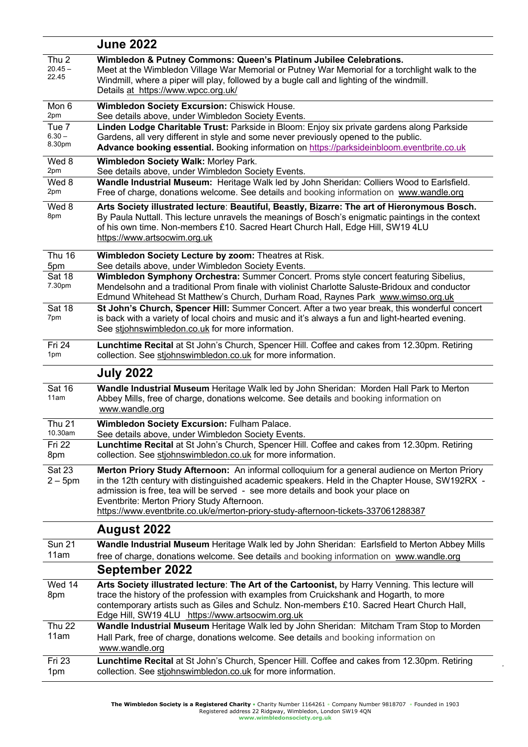| | June 2022 |
|---|---|
| Thu 2 20.45 – 22.45 | **Wimbledon & Putney Commons: Queen's Platinum Jubilee Celebrations.** Meet at the Wimbledon Village War Memorial or Putney War Memorial for a torchlight walk to the Windmill, where a piper will play, followed by a bugle call and lighting of the windmill. Details at https://www.wpcc.org.uk/ |
| Mon 6 2pm | **Wimbledon Society Excursion:** Chiswick House. See details above, under Wimbledon Society Events. |
| Tue 7 6.30 – 8.30pm | **Linden Lodge Charitable Trust:** Parkside in Bloom: Enjoy six private gardens along Parkside Gardens, all very different in style and some never previously opened to the public. **Advance booking essential.** Booking information on https://parksideinbloom.eventbrite.co.uk |
| Wed 8 2pm | **Wimbledon Society Walk:** Morley Park. See details above, under Wimbledon Society Events. |
| Wed 8 2pm | **Wandle Industrial Museum:** Heritage Walk led by John Sheridan: Colliers Wood to Earlsfield. Free of charge, donations welcome. See details and booking information on www.wandle.org |
| Wed 8 8pm | **Arts Society illustrated lecture**: **Beautiful, Beastly, Bizarre: The art of Hieronymous Bosch.** By Paula Nuttall. This lecture unravels the meanings of Bosch's enigmatic paintings in the context of his own time. Non-members £10. Sacred Heart Church Hall, Edge Hill, SW19 4LU https://www.artsocwim.org.uk |
| Thu 16 5pm | **Wimbledon Society Lecture by zoom:** Theatres at Risk. See details above, under Wimbledon Society Events. |
| Sat 18 7.30pm | **Wimbledon Symphony Orchestra:** Summer Concert. Proms style concert featuring Sibelius, Mendelsohn and a traditional Prom finale with violinist Charlotte Saluste-Bridoux and conductor Edmund Whitehead St Matthew's Church, Durham Road, Raynes Park www.wimso.org.uk |
| Sat 18 7pm | **St John's Church, Spencer Hill:** Summer Concert. After a two year break, this wonderful concert is back with a variety of local choirs and music and it's always a fun and light-hearted evening. See stjohnswimbledon.co.uk for more information. |
| Fri 24 1pm | **Lunchtime Recital** at St John's Church, Spencer Hill. Coffee and cakes from 12.30pm. Retiring collection. See stjohnswimbledon.co.uk for more information. |
| | **July 2022** |
| Sat 16 11am | **Wandle Industrial Museum** Heritage Walk led by John Sheridan: Morden Hall Park to Merton Abbey Mills, free of charge, donations welcome. See details and booking information on www.wandle.org |
| Thu 21 10.30am | **Wimbledon Society Excursion:** Fulham Palace. See details above, under Wimbledon Society Events. |
| Fri 22 8pm | **Lunchtime Recital** at St John's Church, Spencer Hill. Coffee and cakes from 12.30pm. Retiring collection. See stjohnswimbledon.co.uk for more information. |
| Sat 23 2 – 5pm | **Merton Priory Study Afternoon:** An informal colloquium for a general audience on Merton Priory in the 12th century with distinguished academic speakers. Held in the Chapter House, SW192RX - admission is free, tea will be served - see more details and book your place on Eventbrite: Merton Priory Study Afternoon. https://www.eventbrite.co.uk/e/merton-priory-study-afternoon-tickets-337061288387 |
| | **August 2022** |
| Sun 21 11am | **Wandle Industrial Museum** Heritage Walk led by John Sheridan: Earlsfield to Merton Abbey Mills free of charge, donations welcome. See details and booking information on www.wandle.org |
| | **September 2022** |
| Wed 14 8pm | **Arts Society illustrated lecture**: **The Art of the Cartoonist,** by Harry Venning. This lecture will trace the history of the profession with examples from Cruickshank and Hogarth, to more contemporary artists such as Giles and Schulz. Non-members £10. Sacred Heart Church Hall, Edge Hill, SW19 4LU https://www.artsocwim.org.uk |
| Thu 22 11am | **Wandle Industrial Museum** Heritage Walk led by John Sheridan: Mitcham Tram Stop to Morden Hall Park, free of charge, donations welcome. See details and booking information on www.wandle.org |
| Fri 23 1pm | **Lunchtime Recital** at St John's Church, Spencer Hill. Coffee and cakes from 12.30pm. Retiring collection. See stjohnswimbledon.co.uk for more information. |

**The Wimbledon Society is a Registered Charity** • Charity Number 1164261 • Company Number 9818707 • Founded in 1903
Registered address 22 Ridgway, Wimbledon, London SW19 4QN
**www.wimbledonsociety.org.uk**